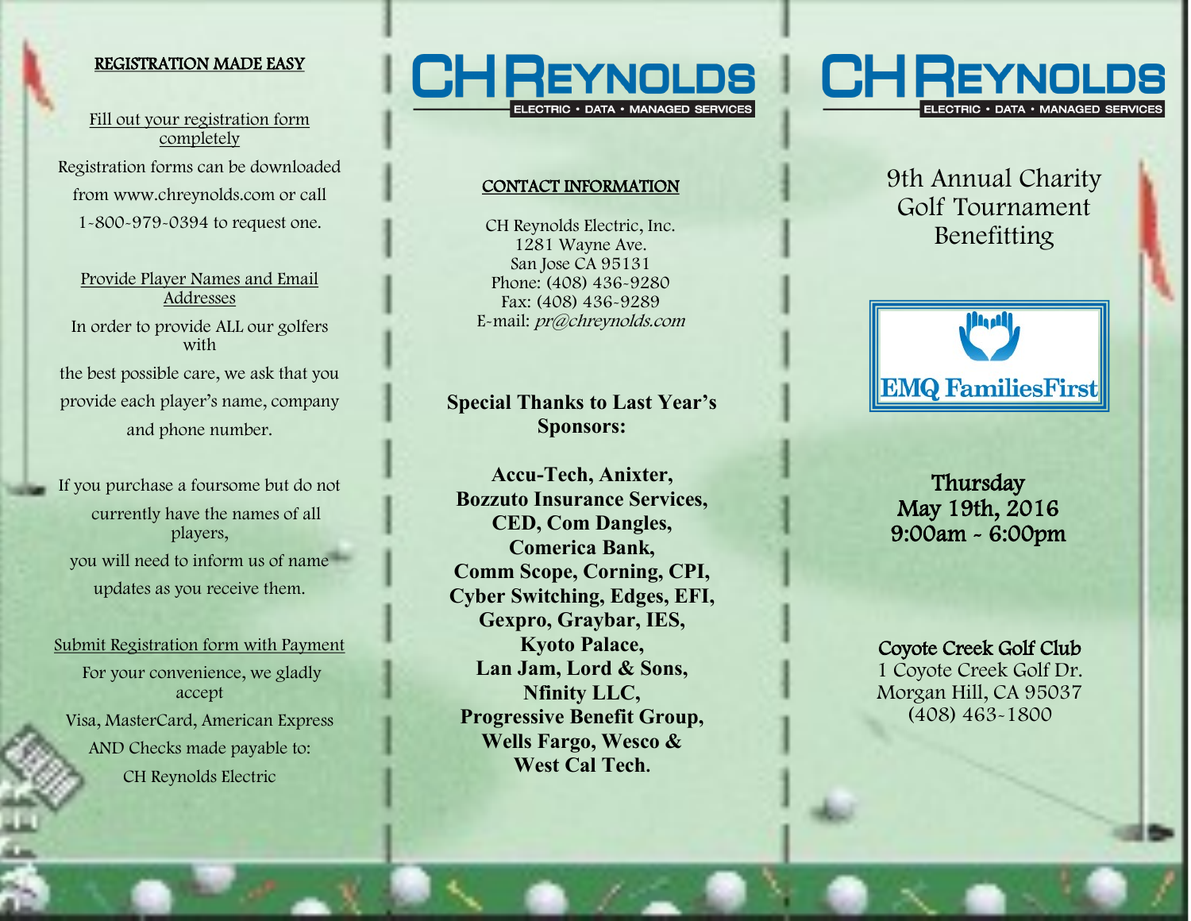## REGISTRATION MADE EASY

Fill out your registration form completely

Registration forms can be downloaded from www.chreynolds.com or call 1-800-979-0394 to request one.

Provide Player Names and Email Addresses

In order to provide ALL our golfers with the best possible care, we ask that you provide each player's name, company and phone number.

If you purchase a foursome but do not currently have the names of all players, you will need to inform us of name updates as you receive them.

Submit Registration form with Payment

For your convenience, we gladly accept Visa, MasterCard, American Express AND Checks made payable to: CH Reynolds Electric

# CH REYNOLDS

ELECTRIC • DATA • MANAGED SERVICES

## CONTACT INFORMATION

CH Reynolds Electric, Inc.
1281 Wayne Ave.
San Jose CA 95131
Phone: (408) 436-9280
Fax: (408) 436-9289
E-mail: *pr@chreynolds.com*

**Special Thanks to Last Year's Sponsors:**

**Accu-Tech, Anixter, Bozzuto Insurance Services, CED, Com Dangles, Comerica Bank, Comm Scope, Corning, CPI, Cyber Switching, Edges, EFI, Gexpro, Graybar, IES, Kyoto Palace, Lan Jam, Lord & Sons, Nfinity LLC, Progressive Benefit Group, Wells Fargo, Wesco & West Cal Tech.**

# CH REYNOLDS

ELECTRIC • DATA • MANAGED SERVICES

9th Annual Charity Golf Tournament Benefitting

EMQ FamiliesFirst

**Thursday**
**May 19th, 2016**
**9:00am - 6:00pm**

**Coyote Creek Golf Club**
1 Coyote Creek Golf Dr.
Morgan Hill, CA 95037
(408) 463-1800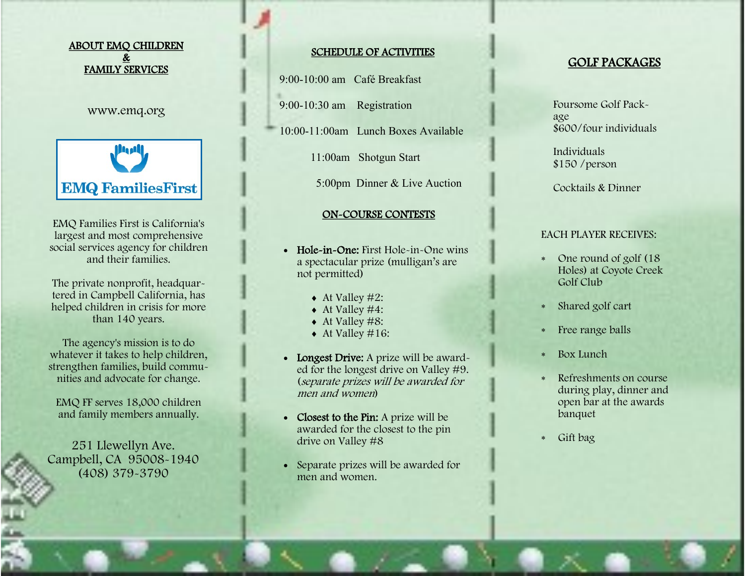## ABOUT EMQ CHILDREN & FAMILY SERVICES

www.emq.org

EMQ FamiliesFirst

EMQ Families First is California's largest and most comprehensive social services agency for children and their families.

The private nonprofit, headquartered in Campbell California, has helped children in crisis for more than 140 years.

The agency's mission is to do whatever it takes to help children, strengthen families, build communities and advocate for change.

EMQ FF serves 18,000 children and family members annually.

251 Llewellyn Ave.
Campbell, CA 95008-1940
(408) 379-3790

## SCHEDULE OF ACTIVITIES

9:00-10:00 am Café Breakfast

9:00-10:30 am Registration

10:00-11:00am Lunch Boxes Available

11:00am Shotgun Start

5:00pm Dinner & Live Auction

## ON-COURSE CONTESTS

- **Hole-in-One:** First Hole-in-One wins a spectacular prize (mulligan's are not permitted)
  - At Valley #2:
  - At Valley #4:
  - At Valley #8:
  - At Valley #16:
- **Longest Drive:** A prize will be awarded for the longest drive on Valley #9. (*separate prizes will be awarded for men and women*)
- **Closest to the Pin:** A prize will be awarded for the closest to the pin drive on Valley #8
- Separate prizes will be awarded for men and women.

## GOLF PACKAGES

Foursome Golf Package
$600/four individuals

Individuals
$150 /person

Cocktails & Dinner

EACH PLAYER RECEIVES:

* One round of golf (18 Holes) at Coyote Creek Golf Club
* Shared golf cart
* Free range balls
* Box Lunch
* Refreshments on course during play, dinner and open bar at the awards banquet
* Gift bag